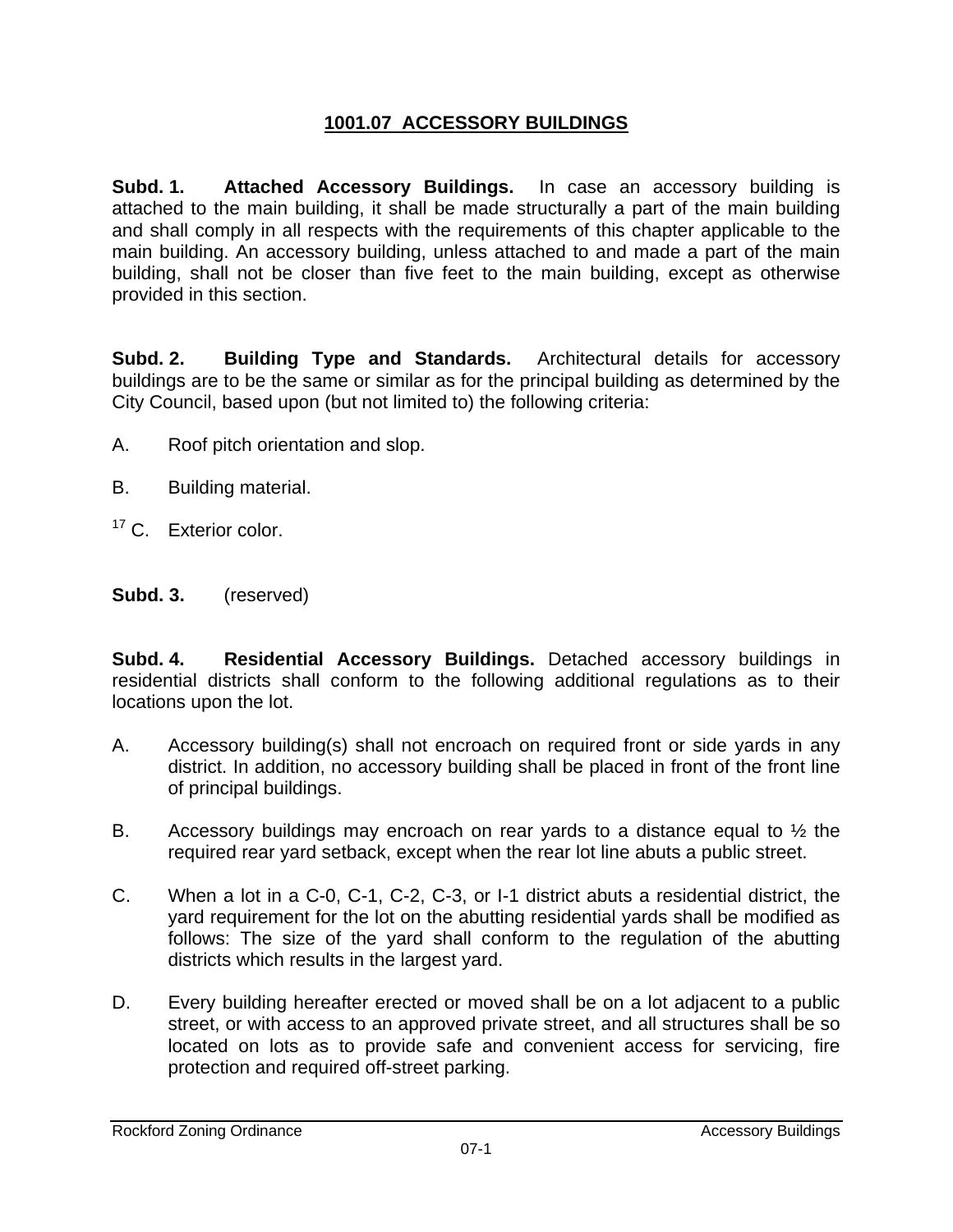# 1001.07 ACCESSORY BUILDINGS

**Subd. 1. Attached Accessory Buildings.** In case an accessory building is attached to the main building, it shall be made structurally a part of the main building and shall comply in all respects with the requirements of this chapter applicable to the main building. An accessory building, unless attached to and made a part of the main building, shall not be closer than five feet to the main building, except as otherwise provided in this section.

**Subd. 2. Building Type and Standards.** Architectural details for accessory buildings are to be the same or similar as for the principal building as determined by the City Council, based upon (but not limited to) the following criteria:

A. Roof pitch orientation and slop.

B. Building material.

[17] C. Exterior color.

**Subd. 3.** (reserved)

**Subd. 4. Residential Accessory Buildings.** Detached accessory buildings in residential districts shall conform to the following additional regulations as to their locations upon the lot.

A. Accessory building(s) shall not encroach on required front or side yards in any district. In addition, no accessory building shall be placed in front of the front line of principal buildings.

B. Accessory buildings may encroach on rear yards to a distance equal to ½ the required rear yard setback, except when the rear lot line abuts a public street.

C. When a lot in a C-0, C-1, C-2, C-3, or I-1 district abuts a residential district, the yard requirement for the lot on the abutting residential yards shall be modified as follows: The size of the yard shall conform to the regulation of the abutting districts which results in the largest yard.

D. Every building hereafter erected or moved shall be on a lot adjacent to a public street, or with access to an approved private street, and all structures shall be so located on lots as to provide safe and convenient access for servicing, fire protection and required off-street parking.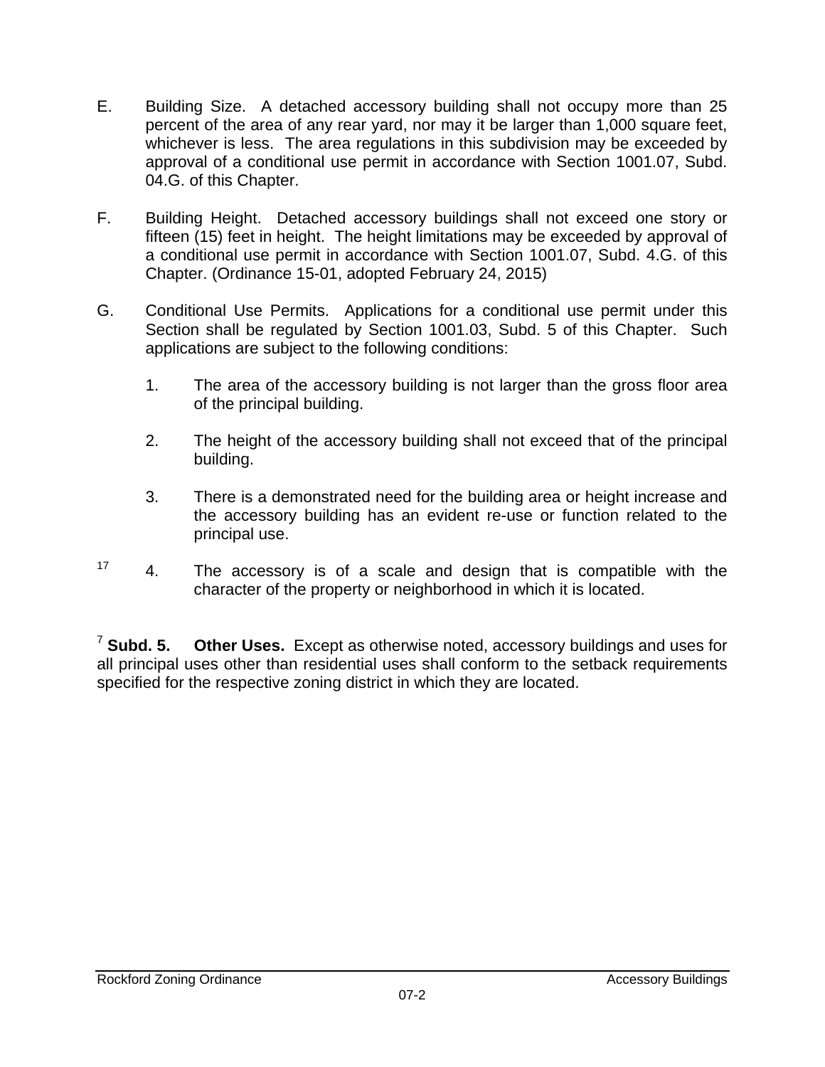E. Building Size. A detached accessory building shall not occupy more than 25 percent of the area of any rear yard, nor may it be larger than 1,000 square feet, whichever is less. The area regulations in this subdivision may be exceeded by approval of a conditional use permit in accordance with Section 1001.07, Subd. 04.G. of this Chapter.

F. Building Height. Detached accessory buildings shall not exceed one story or fifteen (15) feet in height. The height limitations may be exceeded by approval of a conditional use permit in accordance with Section 1001.07, Subd. 4.G. of this Chapter. (Ordinance 15-01, adopted February 24, 2015)

G. Conditional Use Permits. Applications for a conditional use permit under this Section shall be regulated by Section 1001.03, Subd. 5 of this Chapter. Such applications are subject to the following conditions:

1. The area of the accessory building is not larger than the gross floor area of the principal building.

2. The height of the accessory building shall not exceed that of the principal building.

3. There is a demonstrated need for the building area or height increase and the accessory building has an evident re-use or function related to the principal use.

[17] 4. The accessory is of a scale and design that is compatible with the character of the property or neighborhood in which it is located.

[7] **Subd. 5. Other Uses.** Except as otherwise noted, accessory buildings and uses for all principal uses other than residential uses shall conform to the setback requirements specified for the respective zoning district in which they are located.